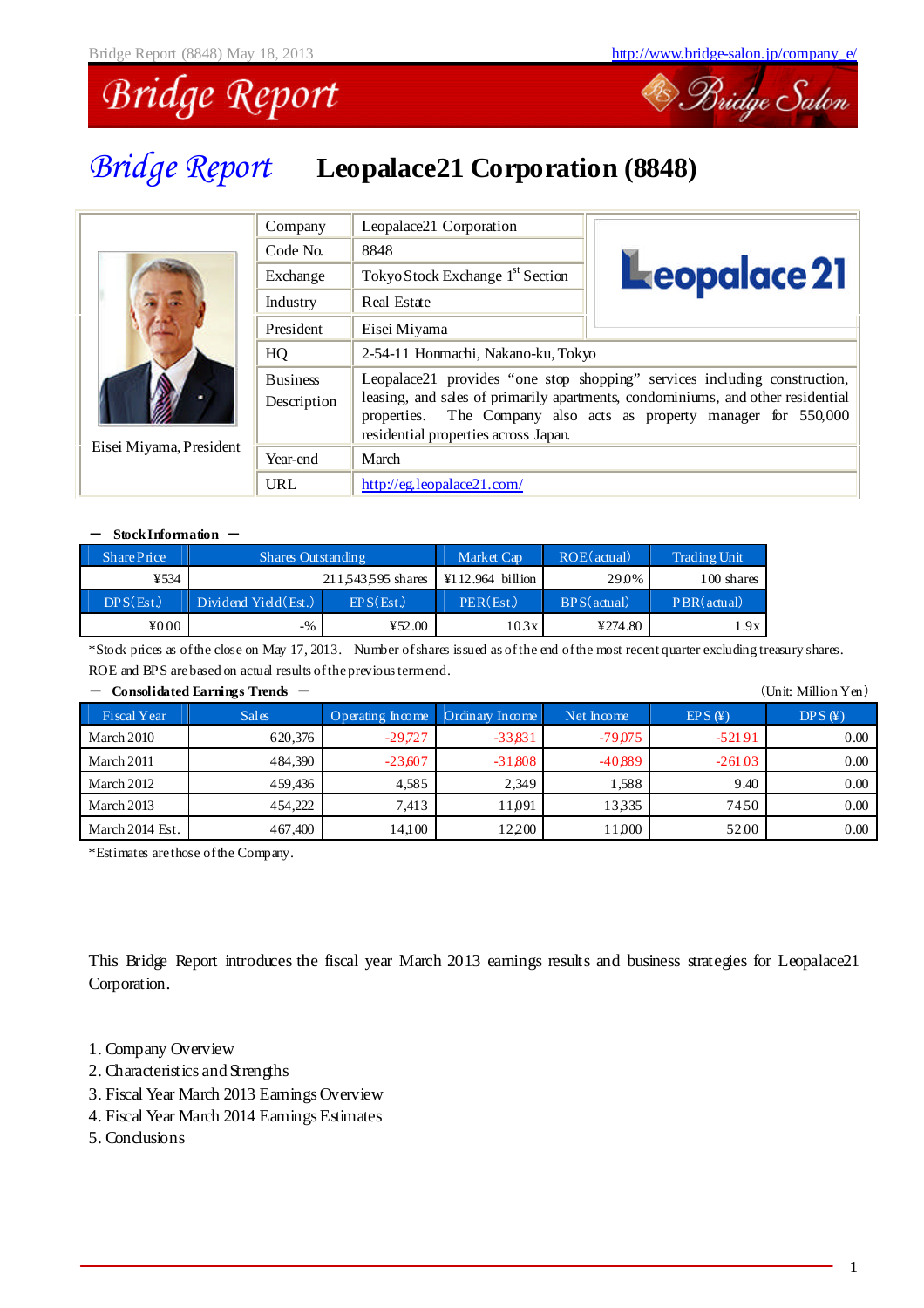# Bridge Report Leopalace21 Corporation (8848)

| | Company | Leopalace21 Corporation |
|---|---|---|
| | Code No. | 8848 |
| | Exchange | Tokyo Stock Exchange 1st Section |
| | Industry | Real Estate |
| | President | Eisei Miyama |
| | HQ | 2-54-11 Honmachi, Nakano-ku, Tokyo |
| | Business Description | Leopalace21 provides "one stop shopping" services including construction, leasing, and sales of primarily apartments, condominiums, and other residential properties. The Company also acts as property manager for 550,000 residential properties across Japan. |
| Eisei Miyama, President | Year-end | March |
| | URL | http://eg.leopalace21.com/ |

**― Stock Information ―**

| Share Price | Shares Outstanding | | Market Cap | ROE(actual) | Trading Unit |
|---|---|---|---|---|---|
| ¥534 | 211,543,595 shares | | ¥112.964 billion | 29.0% | 100 shares |
| DPS(Est.) | Dividend Yield(Est.) | EPS(Est.) | PER(Est.) | BPS(actual) | PBR(actual) |
| ¥0.00 | -% | ¥52.00 | 10.3x | ¥274.80 | 1.9x |

*Stock prices as of the close on May 17, 2013. Number of shares issued as of the end of the most recent quarter excluding treasury shares.
ROE and BPS are based on actual results of the previous term end.

**― Consolidated Earnings Trends ―** (Unit: Million Yen)

| Fiscal Year | Sales | Operating Income | Ordinary Income | Net Income | EPS (¥) | DPS (¥) |
|---|---|---|---|---|---|---|
| March 2010 | 620,376 | -29,727 | -33,831 | -79,075 | -521.91 | 0.00 |
| March 2011 | 484,390 | -23,607 | -31,808 | -40,889 | -261.03 | 0.00 |
| March 2012 | 459,436 | 4,585 | 2,349 | 1,588 | 9.40 | 0.00 |
| March 2013 | 454,222 | 7,413 | 11,091 | 13,335 | 74.50 | 0.00 |
| March 2014 Est. | 467,400 | 14,100 | 12,200 | 11,000 | 52.00 | 0.00 |

*Estimates are those of the Company.

This Bridge Report introduces the fiscal year March 2013 earnings results and business strategies for Leopalace21 Corporation.

1. Company Overview
2. Characteristics and Strengths
3. Fiscal Year March 2013 Earnings Overview
4. Fiscal Year March 2014 Earnings Estimates
5. Conclusions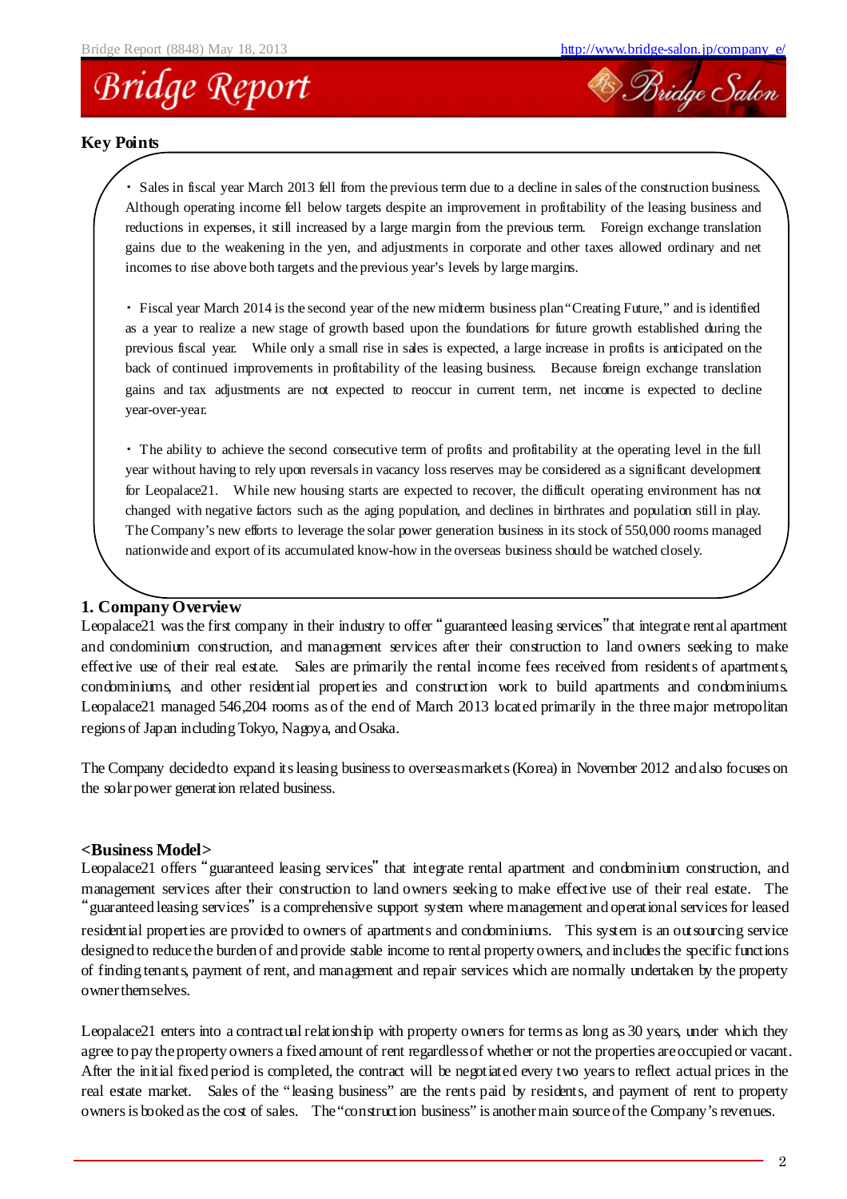## Key Points

- Sales in fiscal year March 2013 fell from the previous term due to a decline in sales of the construction business. Although operating income fell below targets despite an improvement in profitability of the leasing business and reductions in expenses, it still increased by a large margin from the previous term. Foreign exchange translation gains due to the weakening in the yen, and adjustments in corporate and other taxes allowed ordinary and net incomes to rise above both targets and the previous year's levels by large margins.

- Fiscal year March 2014 is the second year of the new midterm business plan "Creating Future," and is identified as a year to realize a new stage of growth based upon the foundations for future growth established during the previous fiscal year. While only a small rise in sales is expected, a large increase in profits is anticipated on the back of continued improvements in profitability of the leasing business. Because foreign exchange translation gains and tax adjustments are not expected to reoccur in current term, net income is expected to decline year-over-year.

- The ability to achieve the second consecutive term of profits and profitability at the operating level in the full year without having to rely upon reversals in vacancy loss reserves may be considered as a significant development for Leopalace21. While new housing starts are expected to recover, the difficult operating environment has not changed with negative factors such as the aging population, and declines in birthrates and population still in play. The Company's new efforts to leverage the solar power generation business in its stock of 550,000 rooms managed nationwide and export of its accumulated know-how in the overseas business should be watched closely.

## 1. Company Overview

Leopalace21 was the first company in their industry to offer "guaranteed leasing services" that integrate rental apartment and condominium construction, and management services after their construction to land owners seeking to make effective use of their real estate. Sales are primarily the rental income fees received from residents of apartments, condominiums, and other residential properties and construction work to build apartments and condominiums. Leopalace21 managed 546,204 rooms as of the end of March 2013 located primarily in the three major metropolitan regions of Japan including Tokyo, Nagoya, and Osaka.

The Company decided to expand its leasing business to overseas markets (Korea) in November 2012 and also focuses on the solar power generation related business.

### <Business Model>

Leopalace21 offers "guaranteed leasing services" that integrate rental apartment and condominium construction, and management services after their construction to land owners seeking to make effective use of their real estate. The "guaranteed leasing services" is a comprehensive support system where management and operational services for leased residential properties are provided to owners of apartments and condominiums. This system is an outsourcing service designed to reduce the burden of and provide stable income to rental property owners, and includes the specific functions of finding tenants, payment of rent, and management and repair services which are normally undertaken by the property owner themselves.

Leopalace21 enters into a contractual relationship with property owners for terms as long as 30 years, under which they agree to pay the property owners a fixed amount of rent regardless of whether or not the properties are occupied or vacant. After the initial fixed period is completed, the contract will be negotiated every two years to reflect actual prices in the real estate market. Sales of the "leasing business" are the rents paid by residents, and payment of rent to property owners is booked as the cost of sales. The "construction business" is another main source of the Company's revenues.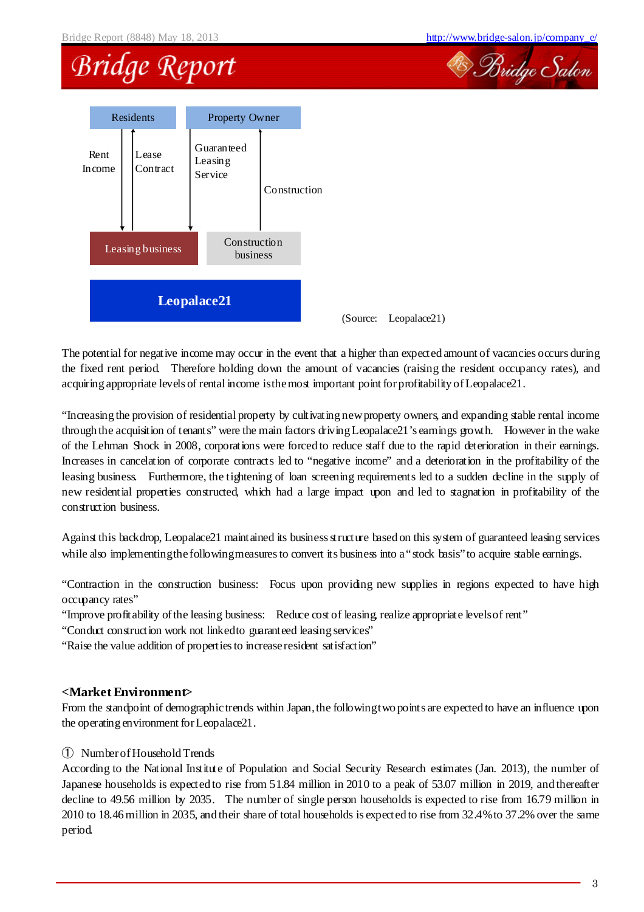Residents | Property Owner

Rent Income | Lease Contract | Guaranteed Leasing Service | Construction

Leasing business | Construction business

**Leopalace21**

(Source: Leopalace21)

The potential for negative income may occur in the event that a higher than expected amount of vacancies occurs during the fixed rent period. Therefore holding down the amount of vacancies (raising the resident occupancy rates), and acquiring appropriate levels of rental income is the most important point for profitability of Leopalace21.

"Increasing the provision of residential property by cultivating new property owners, and expanding stable rental income through the acquisition of tenants" were the main factors driving Leopalace21's earnings growth. However in the wake of the Lehman Shock in 2008, corporations were forced to reduce staff due to the rapid deterioration in their earnings. Increases in cancelation of corporate contracts led to "negative income" and a deterioration in the profitability of the leasing business. Furthermore, the tightening of loan screening requirements led to a sudden decline in the supply of new residential properties constructed, which had a large impact upon and led to stagnation in profitability of the construction business.

Against this backdrop, Leopalace21 maintained its business structure based on this system of guaranteed leasing services while also implementing the following measures to convert its business into a "stock basis" to acquire stable earnings.

"Contraction in the construction business: Focus upon providing new supplies in regions expected to have high occupancy rates"
"Improve profitability of the leasing business: Reduce cost of leasing, realize appropriate levels of rent"
"Conduct construction work not linked to guaranteed leasing services"
"Raise the value addition of properties to increase resident satisfaction"

**<Market Environment>**

From the standpoint of demographic trends within Japan, the following two points are expected to have an influence upon the operating environment for Leopalace21.

① Number of Household Trends

According to the National Institute of Population and Social Security Research estimates (Jan. 2013), the number of Japanese households is expected to rise from 51.84 million in 2010 to a peak of 53.07 million in 2019, and thereafter decline to 49.56 million by 2035. The number of single person households is expected to rise from 16.79 million in 2010 to 18.46 million in 2035, and their share of total households is expected to rise from 32.4% to 37.2% over the same period.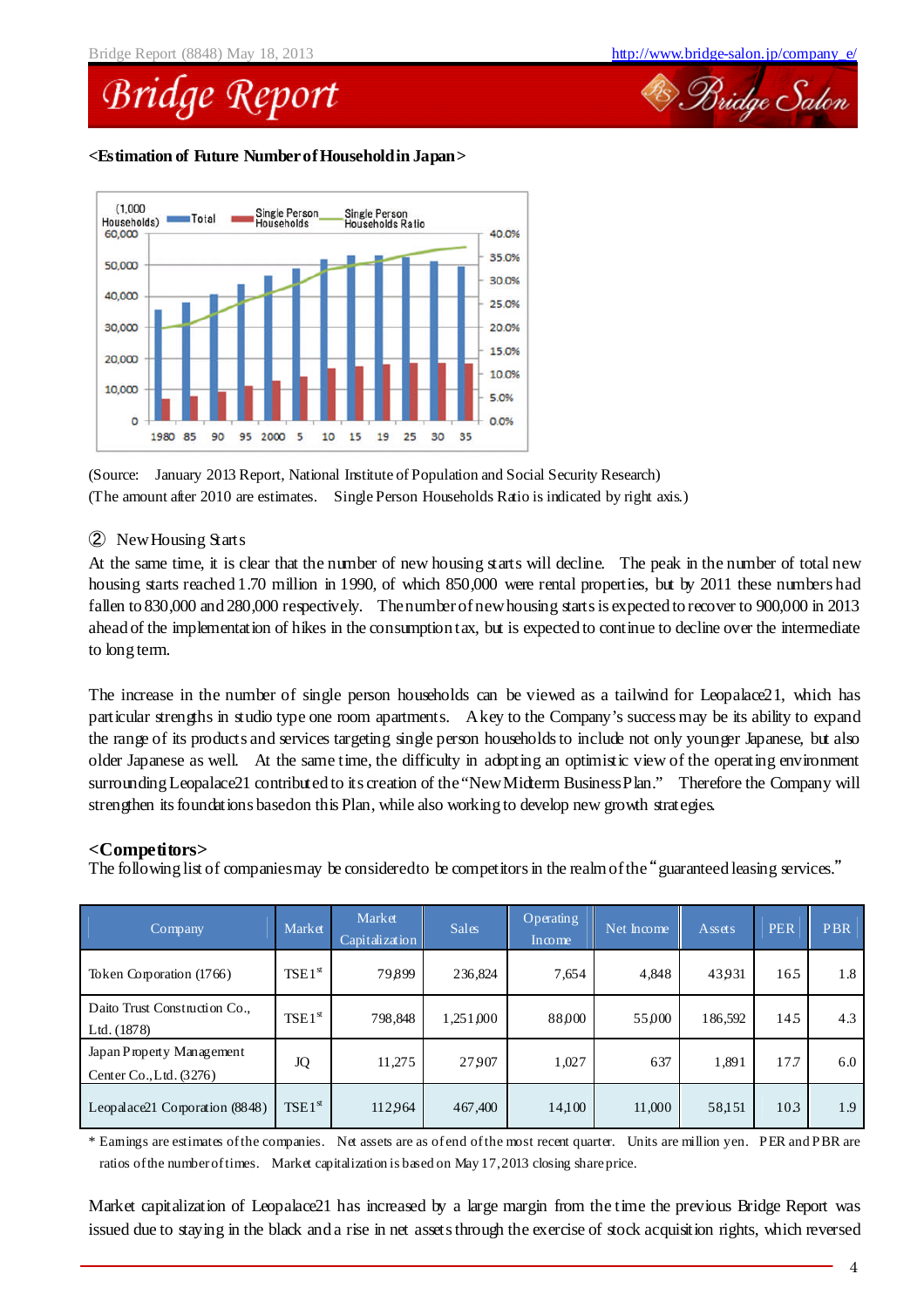**<Estimation of Future Number of Household in Japan>**

(Source: January 2013 Report, National Institute of Population and Social Security Research)
(The amount after 2010 are estimates. Single Person Households Ratio is indicated by right axis.)

② New Housing Starts

At the same time, it is clear that the number of new housing starts will decline. The peak in the number of total new housing starts reached 1.70 million in 1990, of which 850,000 were rental properties, but by 2011 these numbers had fallen to 830,000 and 280,000 respectively. The number of new housing starts is expected to recover to 900,000 in 2013 ahead of the implementation of hikes in the consumption tax, but is expected to continue to decline over the intermediate to long term.

The increase in the number of single person households can be viewed as a tailwind for Leopalace21, which has particular strengths in studio type one room apartments. A key to the Company's success may be its ability to expand the range of its products and services targeting single person households to include not only younger Japanese, but also older Japanese as well. At the same time, the difficulty in adopting an optimistic view of the operating environment surrounding Leopalace21 contributed to its creation of the "New Midterm Business Plan." Therefore the Company will strengthen its foundations based on this Plan, while also working to develop new growth strategies.

**<Competitors>**

The following list of companies may be considered to be competitors in the realm of the "guaranteed leasing services."

| Company | Market | Market Capitalization | Sales | Operating Income | Net Income | Assets | PER | PBR |
|---|---|---|---|---|---|---|---|---|
| Token Corporation (1766) | TSE1st | 79,899 | 236,824 | 7,654 | 4,848 | 43,931 | 16.5 | 1.8 |
| Daito Trust Construction Co., Ltd. (1878) | TSE1st | 798,848 | 1,251,000 | 88,000 | 55,000 | 186,592 | 14.5 | 4.3 |
| Japan Property Management Center Co., Ltd. (3276) | JQ | 11,275 | 27,907 | 1,027 | 637 | 1,891 | 17.7 | 6.0 |
| Leopalace21 Corporation (8848) | TSE1st | 112,964 | 467,400 | 14,100 | 11,000 | 58,151 | 10.3 | 1.9 |

* Earnings are estimates of the companies. Net assets are as of end of the most recent quarter. Units are million yen. PER and PBR are ratios of the number of times. Market capitalization is based on May 17, 2013 closing share price.

Market capitalization of Leopalace21 has increased by a large margin from the time the previous Bridge Report was issued due to staying in the black and a rise in net assets through the exercise of stock acquisition rights, which reversed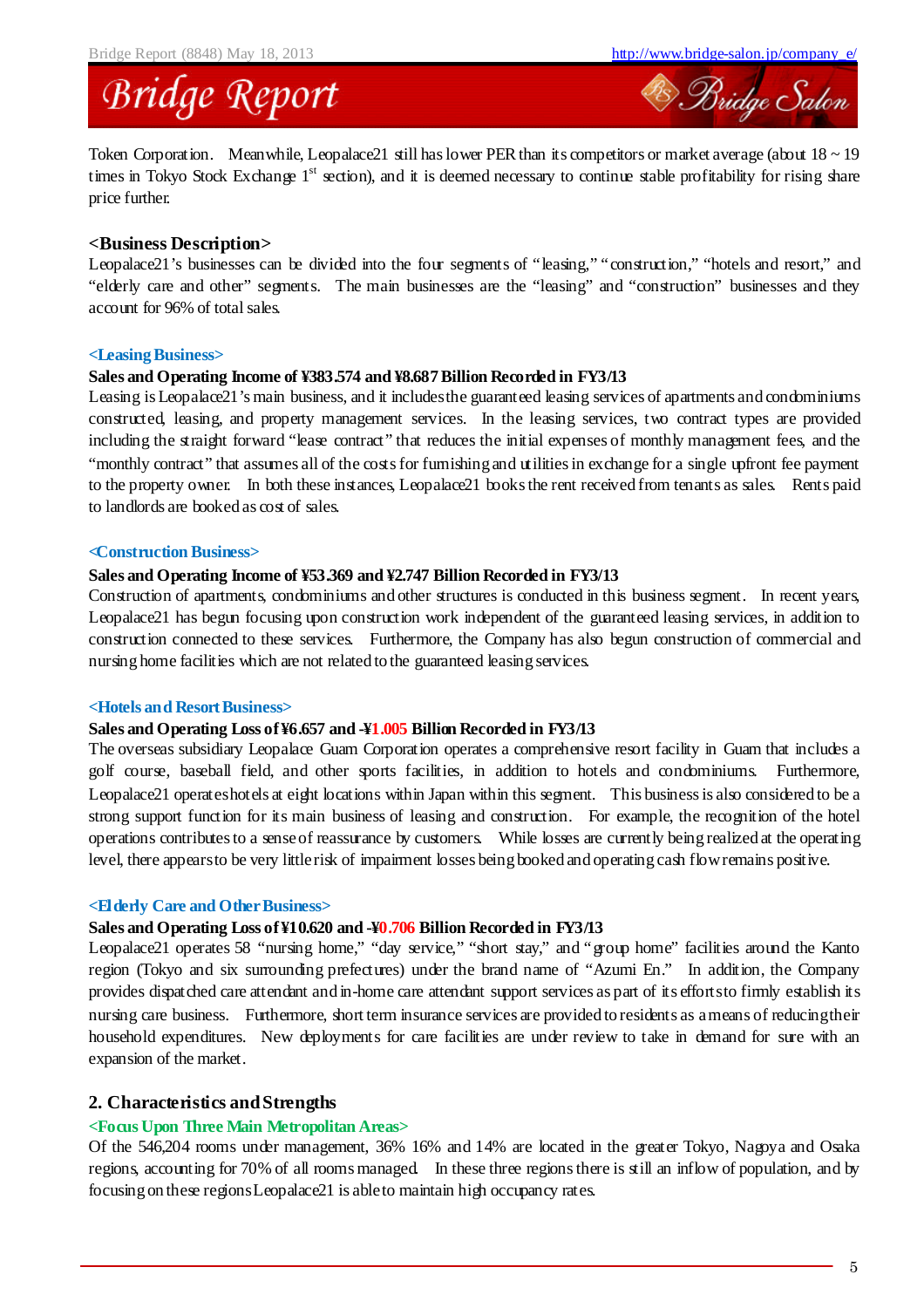Token Corporation. Meanwhile, Leopalace21 still has lower PER than its competitors or market average (about 18 ~ 19 times in Tokyo Stock Exchange 1st section), and it is deemed necessary to continue stable profitability for rising share price further.

## <Business Description>

Leopalace21's businesses can be divided into the four segments of "leasing," "construction," "hotels and resort," and "elderly care and other" segments. The main businesses are the "leasing" and "construction" businesses and they account for 96% of total sales.

### <Leasing Business>

**Sales and Operating Income of ¥383.574 and ¥8.687 Billion Recorded in FY3/13**

Leasing is Leopalace21's main business, and it includes the guaranteed leasing services of apartments and condominiums constructed, leasing, and property management services. In the leasing services, two contract types are provided including the straight forward "lease contract" that reduces the initial expenses of monthly management fees, and the "monthly contract" that assumes all of the costs for furnishing and utilities in exchange for a single upfront fee payment to the property owner. In both these instances, Leopalace21 books the rent received from tenants as sales. Rents paid to landlords are booked as cost of sales.

### <Construction Business>

**Sales and Operating Income of ¥53.369 and ¥2.747 Billion Recorded in FY3/13**

Construction of apartments, condominiums and other structures is conducted in this business segment. In recent years, Leopalace21 has begun focusing upon construction work independent of the guaranteed leasing services, in addition to construction connected to these services. Furthermore, the Company has also begun construction of commercial and nursing home facilities which are not related to the guaranteed leasing services.

### <Hotels and Resort Business>

**Sales and Operating Loss of ¥6.657 and -¥1.005 Billion Recorded in FY3/13**

The overseas subsidiary Leopalace Guam Corporation operates a comprehensive resort facility in Guam that includes a golf course, baseball field, and other sports facilities, in addition to hotels and condominiums. Furthermore, Leopalace21 operates hotels at eight locations within Japan within this segment. This business is also considered to be a strong support function for its main business of leasing and construction. For example, the recognition of the hotel operations contributes to a sense of reassurance by customers. While losses are currently being realized at the operating level, there appears to be very little risk of impairment losses being booked and operating cash flow remains positive.

### <Elderly Care and Other Business>

**Sales and Operating Loss of ¥10.620 and -¥0.706 Billion Recorded in FY3/13**

Leopalace21 operates 58 "nursing home," "day service," "short stay," and "group home" facilities around the Kanto region (Tokyo and six surrounding prefectures) under the brand name of "Azumi En." In addition, the Company provides dispatched care attendant and in-home care attendant support services as part of its efforts to firmly establish its nursing care business. Furthermore, short term insurance services are provided to residents as a means of reducing their household expenditures. New deployments for care facilities are under review to take in demand for sure with an expansion of the market.

## 2. Characteristics and Strengths

### <Focus Upon Three Main Metropolitan Areas>

Of the 546,204 rooms under management, 36% 16% and 14% are located in the greater Tokyo, Nagoya and Osaka regions, accounting for 70% of all rooms managed. In these three regions there is still an inflow of population, and by focusing on these regions Leopalace21 is able to maintain high occupancy rates.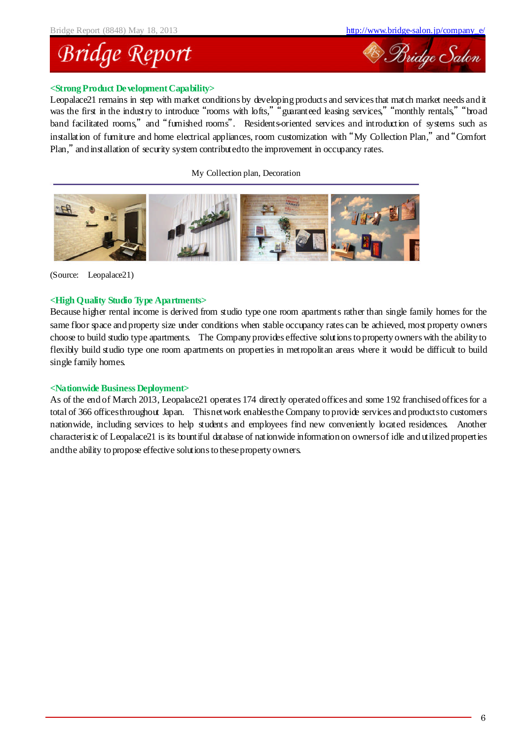**<Strong Product Development Capability>**

Leopalace21 remains in step with market conditions by developing products and services that match market needs and it was the first in the industry to introduce "rooms with lofts," "guaranteed leasing services," "monthly rentals," "broad band facilitated rooms," and "furnished rooms". Residents-oriented services and introduction of systems such as installation of furniture and home electrical appliances, room customization with "My Collection Plan," and "Comfort Plan," and installation of security system contributed to the improvement in occupancy rates.

My Collection plan, Decoration

(Source: Leopalace21)

**<High Quality Studio Type Apartments>**

Because higher rental income is derived from studio type one room apartments rather than single family homes for the same floor space and property size under conditions when stable occupancy rates can be achieved, most property owners choose to build studio type apartments. The Company provides effective solutions to property owners with the ability to flexibly build studio type one room apartments on properties in metropolitan areas where it would be difficult to build single family homes.

**<Nationwide Business Deployment>**

As of the end of March 2013, Leopalace21 operates 174 directly operated offices and some 192 franchised offices for a total of 366 offices throughout Japan. This network enables the Company to provide services and products to customers nationwide, including services to help students and employees find new conveniently located residences. Another characteristic of Leopalace21 is its bountiful database of nationwide information on owners of idle and utilized properties and the ability to propose effective solutions to these property owners.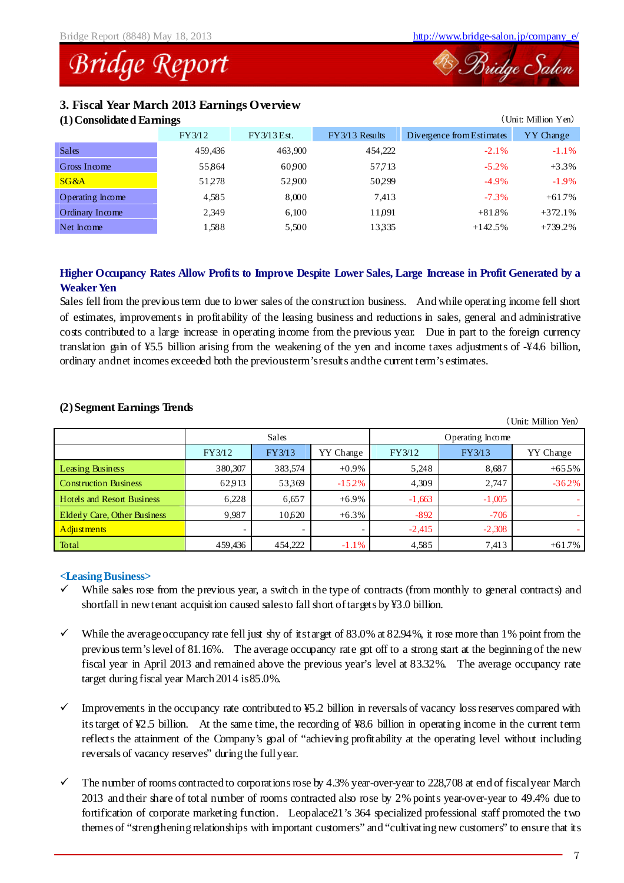## 3. Fiscal Year March 2013 Earnings Overview

### (1) Consolidated Earnings

(Unit: Million Yen)

| | FY3/12 | FY3/13 Est. | FY3/13 Results | Divergence from Estimates | YY Change |
|---|---|---|---|---|---|
| Sales | 459,436 | 463,900 | 454,222 | -2.1% | -1.1% |
| Gross Income | 55,864 | 60,900 | 57,713 | -5.2% | +3.3% |
| SG&A | 51,278 | 52,900 | 50,299 | -4.9% | -1.9% |
| Operating Income | 4,585 | 8,000 | 7,413 | -7.3% | +61.7% |
| Ordinary Income | 2,349 | 6,100 | 11,091 | +81.8% | +372.1% |
| Net Income | 1,588 | 5,500 | 13,335 | +142.5% | +739.2% |

**Higher Occupancy Rates Allow Profits to Improve Despite Lower Sales, Large Increase in Profit Generated by a Weaker Yen**

Sales fell from the previous term due to lower sales of the construction business. And while operating income fell short of estimates, improvements in profitability of the leasing business and reductions in sales, general and administrative costs contributed to a large increase in operating income from the previous year. Due in part to the foreign currency translation gain of ¥5.5 billion arising from the weakening of the yen and income taxes adjustments of -¥4.6 billion, ordinary and net incomes exceeded both the previous term's results and the current term's estimates.

### (2) Segment Earnings Trends

(Unit: Million Yen)

| | Sales | | | Operating Income | | |
|---|---|---|---|---|---|---|
| | FY3/12 | FY3/13 | YY Change | FY3/12 | FY3/13 | YY Change |
| Leasing Business | 380,307 | 383,574 | +0.9% | 5,248 | 8,687 | +65.5% |
| Construction Business | 62,913 | 53,369 | -15.2% | 4,309 | 2,747 | -36.2% |
| Hotels and Resort Business | 6,228 | 6,657 | +6.9% | -1,663 | -1,005 | - |
| Elderly Care, Other Business | 9,987 | 10,620 | +6.3% | -892 | -706 | - |
| Adjustments | - | - | - | -2,415 | -2,308 | - |
| Total | 459,436 | 454,222 | -1.1% | 4,585 | 7,413 | +61.7% |

**<Leasing Business>**

- ✓ While sales rose from the previous year, a switch in the type of contracts (from monthly to general contracts) and shortfall in new tenant acquisition caused sales to fall short of targets by ¥3.0 billion.
- ✓ While the average occupancy rate fell just shy of its target of 83.0% at 82.94%, it rose more than 1% point from the previous term's level of 81.16%. The average occupancy rate got off to a strong start at the beginning of the new fiscal year in April 2013 and remained above the previous year's level at 83.32%. The average occupancy rate target during fiscal year March 2014 is 85.0%.
- ✓ Improvements in the occupancy rate contributed to ¥5.2 billion in reversals of vacancy loss reserves compared with its target of ¥2.5 billion. At the same time, the recording of ¥8.6 billion in operating income in the current term reflects the attainment of the Company's goal of "achieving profitability at the operating level without including reversals of vacancy reserves" during the full year.
- ✓ The number of rooms contracted to corporations rose by 4.3% year-over-year to 228,708 at end of fiscal year March 2013 and their share of total number of rooms contracted also rose by 2% points year-over-year to 49.4% due to fortification of corporate marketing function. Leopalace21's 364 specialized professional staff promoted the two themes of "strengthening relationships with important customers" and "cultivating new customers" to ensure that its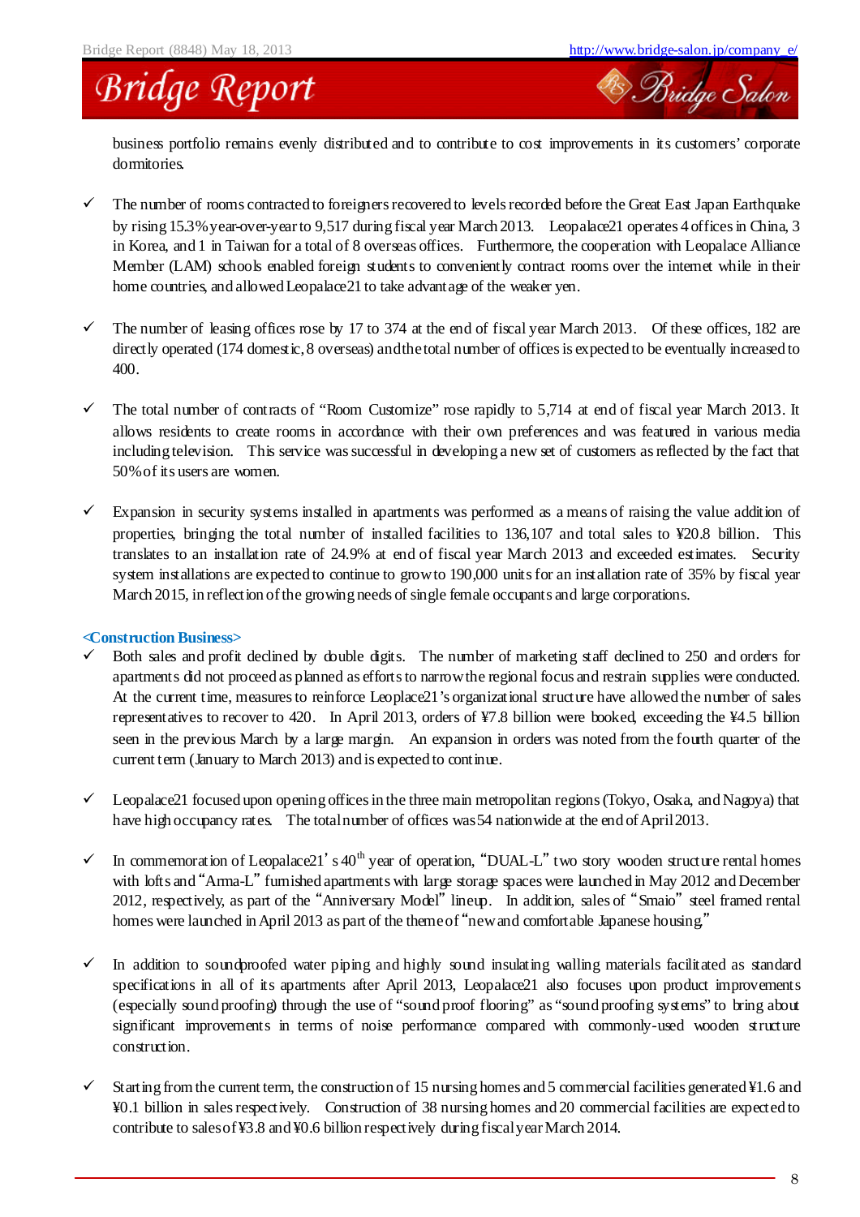business portfolio remains evenly distributed and to contribute to cost improvements in its customers' corporate dormitories.

- ✓ The number of rooms contracted to foreigners recovered to levels recorded before the Great East Japan Earthquake by rising 15.3% year-over-year to 9,517 during fiscal year March 2013. Leopalace21 operates 4 offices in China, 3 in Korea, and 1 in Taiwan for a total of 8 overseas offices. Furthermore, the cooperation with Leopalace Alliance Member (LAM) schools enabled foreign students to conveniently contract rooms over the internet while in their home countries, and allowed Leopalace21 to take advantage of the weaker yen.

- ✓ The number of leasing offices rose by 17 to 374 at the end of fiscal year March 2013. Of these offices, 182 are directly operated (174 domestic, 8 overseas) and the total number of offices is expected to be eventually increased to 400.

- ✓ The total number of contracts of "Room Customize" rose rapidly to 5,714 at end of fiscal year March 2013. It allows residents to create rooms in accordance with their own preferences and was featured in various media including television. This service was successful in developing a new set of customers as reflected by the fact that 50% of its users are women.

- ✓ Expansion in security systems installed in apartments was performed as a means of raising the value addition of properties, bringing the total number of installed facilities to 136,107 and total sales to ¥20.8 billion. This translates to an installation rate of 24.9% at end of fiscal year March 2013 and exceeded estimates. Security system installations are expected to continue to grow to 190,000 units for an installation rate of 35% by fiscal year March 2015, in reflection of the growing needs of single female occupants and large corporations.

**<Construction Business>**

- ✓ Both sales and profit declined by double digits. The number of marketing staff declined to 250 and orders for apartments did not proceed as planned as efforts to narrow the regional focus and restrain supplies were conducted. At the current time, measures to reinforce Leoplace21's organizational structure have allowed the number of sales representatives to recover to 420. In April 2013, orders of ¥7.8 billion were booked, exceeding the ¥4.5 billion seen in the previous March by a large margin. An expansion in orders was noted from the fourth quarter of the current term (January to March 2013) and is expected to continue.

- ✓ Leopalace21 focused upon opening offices in the three main metropolitan regions (Tokyo, Osaka, and Nagoya) that have high occupancy rates. The total number of offices was 54 nationwide at the end of April 2013.

- ✓ In commemoration of Leopalace21's 40th year of operation, "DUAL-L" two story wooden structure rental homes with lofts and "Arma-L" furnished apartments with large storage spaces were launched in May 2012 and December 2012, respectively, as part of the "Anniversary Model" lineup. In addition, sales of "Smaio" steel framed rental homes were launched in April 2013 as part of the theme of "new and comfortable Japanese housing."

- ✓ In addition to soundproofed water piping and highly sound insulating walling materials facilitated as standard specifications in all of its apartments after April 2013, Leopalace21 also focuses upon product improvements (especially sound proofing) through the use of "sound proof flooring" as "sound proofing systems" to bring about significant improvements in terms of noise performance compared with commonly-used wooden structure construction.

- ✓ Starting from the current term, the construction of 15 nursing homes and 5 commercial facilities generated ¥1.6 and ¥0.1 billion in sales respectively. Construction of 38 nursing homes and 20 commercial facilities are expected to contribute to sales of ¥3.8 and ¥0.6 billion respectively during fiscal year March 2014.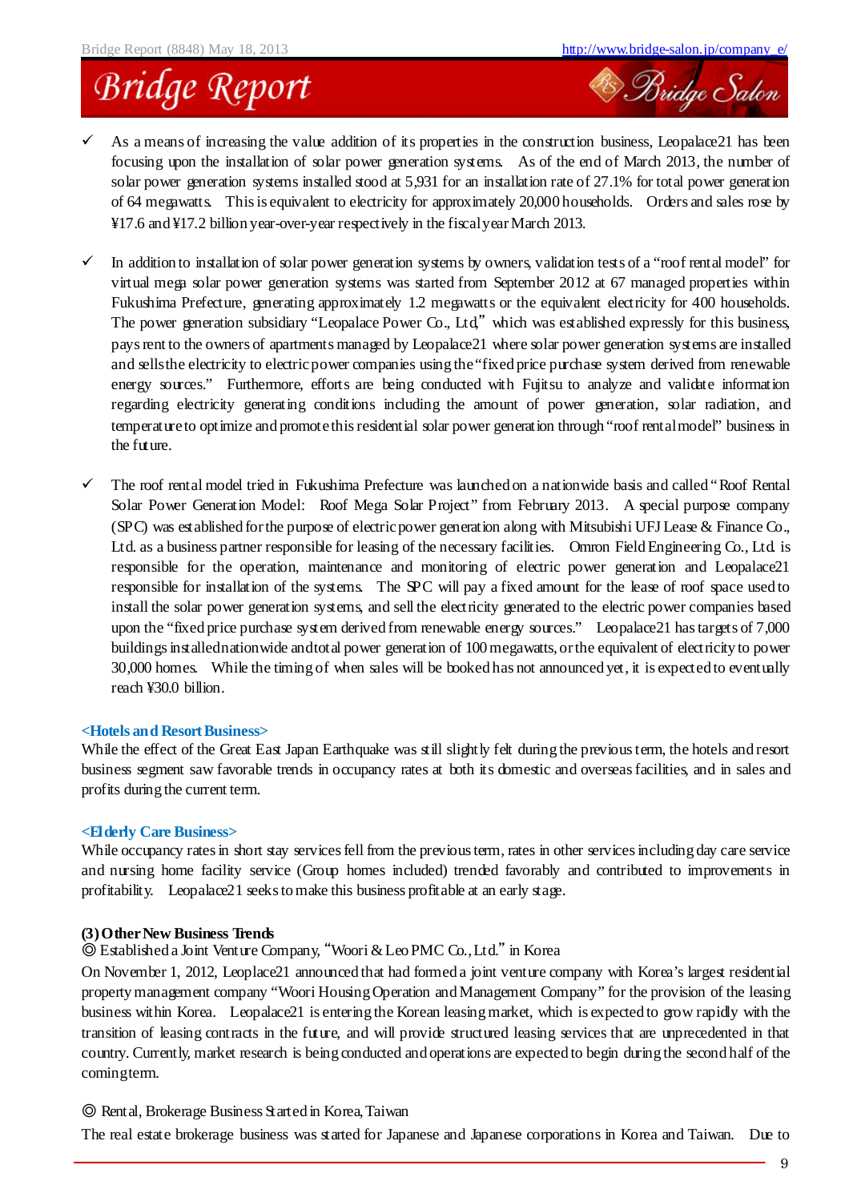- ✓ As a means of increasing the value addition of its properties in the construction business, Leopalace21 has been focusing upon the installation of solar power generation systems. As of the end of March 2013, the number of solar power generation systems installed stood at 5,931 for an installation rate of 27.1% for total power generation of 64 megawatts. This is equivalent to electricity for approximately 20,000 households. Orders and sales rose by ¥17.6 and ¥17.2 billion year-over-year respectively in the fiscal year March 2013.

- ✓ In addition to installation of solar power generation systems by owners, validation tests of a "roof rental model" for virtual mega solar power generation systems was started from September 2012 at 67 managed properties within Fukushima Prefecture, generating approximately 1.2 megawatts or the equivalent electricity for 400 households. The power generation subsidiary "Leopalace Power Co., Ltd," which was established expressly for this business, pays rent to the owners of apartments managed by Leopalace21 where solar power generation systems are installed and sells the electricity to electric power companies using the "fixed price purchase system derived from renewable energy sources." Furthermore, efforts are being conducted with Fujitsu to analyze and validate information regarding electricity generating conditions including the amount of power generation, solar radiation, and temperature to optimize and promote this residential solar power generation through "roof rental model" business in the future.

- ✓ The roof rental model tried in Fukushima Prefecture was launched on a nationwide basis and called "Roof Rental Solar Power Generation Model: Roof Mega Solar Project" from February 2013. A special purpose company (SPC) was established for the purpose of electric power generation along with Mitsubishi UFJ Lease & Finance Co., Ltd. as a business partner responsible for leasing of the necessary facilities. Omron Field Engineering Co., Ltd. is responsible for the operation, maintenance and monitoring of electric power generation and Leopalace21 responsible for installation of the systems. The SPC will pay a fixed amount for the lease of roof space used to install the solar power generation systems, and sell the electricity generated to the electric power companies based upon the "fixed price purchase system derived from renewable energy sources." Leopalace21 has targets of 7,000 buildings installed nationwide and total power generation of 100 megawatts, or the equivalent of electricity to power 30,000 homes. While the timing of when sales will be booked has not announced yet, it is expected to eventually reach ¥30.0 billion.

**<Hotels and Resort Business>**

While the effect of the Great East Japan Earthquake was still slightly felt during the previous term, the hotels and resort business segment saw favorable trends in occupancy rates at both its domestic and overseas facilities, and in sales and profits during the current term.

**<Elderly Care Business>**

While occupancy rates in short stay services fell from the previous term, rates in other services including day care service and nursing home facility service (Group homes included) trended favorably and contributed to improvements in profitability. Leopalace21 seeks to make this business profitable at an early stage.

**(3) Other New Business Trends**

◎ Established a Joint Venture Company, "Woori & Leo PMC Co., Ltd." in Korea

On November 1, 2012, Leoplace21 announced that had formed a joint venture company with Korea's largest residential property management company "Woori Housing Operation and Management Company" for the provision of the leasing business within Korea. Leopalace21 is entering the Korean leasing market, which is expected to grow rapidly with the transition of leasing contracts in the future, and will provide structured leasing services that are unprecedented in that country. Currently, market research is being conducted and operations are expected to begin during the second half of the coming term.

◎ Rental, Brokerage Business Started in Korea, Taiwan

The real estate brokerage business was started for Japanese and Japanese corporations in Korea and Taiwan. Due to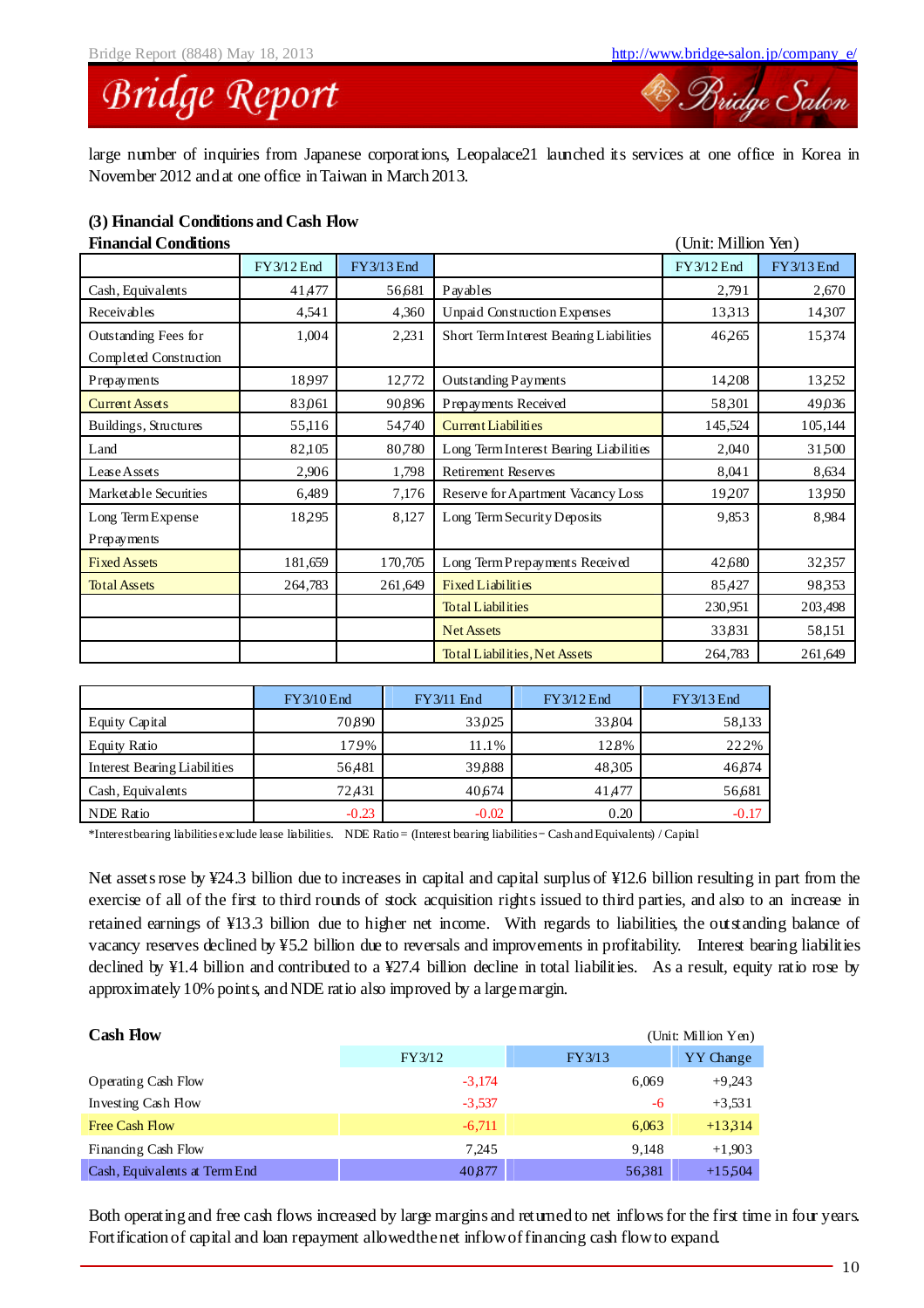large number of inquiries from Japanese corporations, Leopalace21 launched its services at one office in Korea in November 2012 and at one office in Taiwan in March 2013.

### (3) Financial Conditions and Cash Flow

**Financial Conditions**

(Unit: Million Yen)

| | FY3/12 End | FY3/13 End | | FY3/12 End | FY3/13 End |
|---|---|---|---|---|---|
| Cash, Equivalents | 41,477 | 56,681 | Payables | 2,791 | 2,670 |
| Receivables | 4,541 | 4,360 | Unpaid Construction Expenses | 13,313 | 14,307 |
| Outstanding Fees for Completed Construction | 1,004 | 2,231 | Short Term Interest Bearing Liabilities | 46,265 | 15,374 |
| Prepayments | 18,997 | 12,772 | Outstanding Payments | 14,208 | 13,252 |
| Current Assets | 83,061 | 90,896 | Prepayments Received | 58,301 | 49,036 |
| Buildings, Structures | 55,116 | 54,740 | Current Liabilities | 145,524 | 105,144 |
| Land | 82,105 | 80,780 | Long Term Interest Bearing Liabilities | 2,040 | 31,500 |
| Lease Assets | 2,906 | 1,798 | Retirement Reserves | 8,041 | 8,634 |
| Marketable Securities | 6,489 | 7,176 | Reserve for Apartment Vacancy Loss | 19,207 | 13,950 |
| Long Term Expense Prepayments | 18,295 | 8,127 | Long Term Security Deposits | 9,853 | 8,984 |
| Fixed Assets | 181,659 | 170,705 | Long Term Prepayments Received | 42,680 | 32,357 |
| Total Assets | 264,783 | 261,649 | Fixed Liabilities | 85,427 | 98,353 |
| | | | Total Liabilities | 230,951 | 203,498 |
| | | | Net Assets | 33,831 | 58,151 |
| | | | Total Liabilities, Net Assets | 264,783 | 261,649 |

| | FY3/10 End | FY3/11 End | FY3/12 End | FY3/13 End |
|---|---|---|---|---|
| Equity Capital | 70,890 | 33,025 | 33,804 | 58,133 |
| Equity Ratio | 17.9% | 11.1% | 12.8% | 22.2% |
| Interest Bearing Liabilities | 56,481 | 39,888 | 48,305 | 46,874 |
| Cash, Equivalents | 72,431 | 40,674 | 41,477 | 56,681 |
| NDE Ratio | -0.23 | -0.02 | 0.20 | -0.17 |

*Interest bearing liabilities exclude lease liabilities. NDE Ratio = (Interest bearing liabilities − Cash and Equivalents) / Capital

Net assets rose by ¥24.3 billion due to increases in capital and capital surplus of ¥12.6 billion resulting in part from the exercise of all of the first to third rounds of stock acquisition rights issued to third parties, and also to an increase in retained earnings of ¥13.3 billion due to higher net income. With regards to liabilities, the outstanding balance of vacancy reserves declined by ¥5.2 billion due to reversals and improvements in profitability. Interest bearing liabilities declined by ¥1.4 billion and contributed to a ¥27.4 billion decline in total liabilities. As a result, equity ratio rose by approximately 10% points, and NDE ratio also improved by a large margin.

**Cash Flow**

(Unit: Million Yen)

| | FY3/12 | FY3/13 | YY Change |
|---|---|---|---|
| Operating Cash Flow | -3,174 | 6,069 | +9,243 |
| Investing Cash Flow | -3,537 | -6 | +3,531 |
| Free Cash Flow | -6,711 | 6,063 | +13,314 |
| Financing Cash Flow | 7,245 | 9,148 | +1,903 |
| Cash, Equivalents at Term End | 40,877 | 56,381 | +15,504 |

Both operating and free cash flows increased by large margins and returned to net inflows for the first time in four years. Fortification of capital and loan repayment allowed the net inflow of financing cash flow to expand.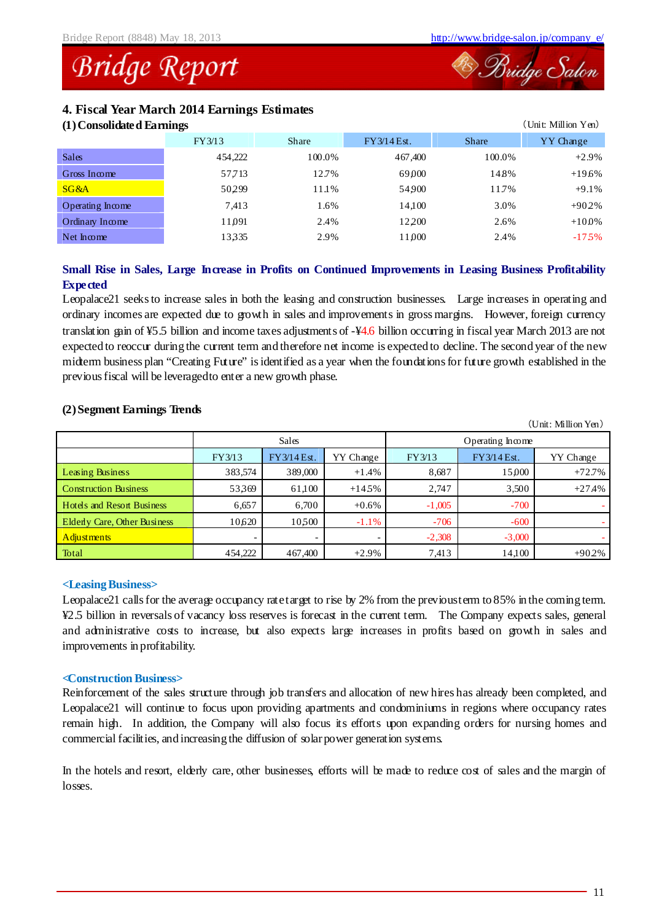## 4. Fiscal Year March 2014 Earnings Estimates

### (1) Consolidated Earnings

（Unit: Million Yen）

| | FY3/13 | Share | FY3/14 Est. | Share | YY Change |
|---|---|---|---|---|---|
| Sales | 454,222 | 100.0% | 467,400 | 100.0% | +2.9% |
| Gross Income | 57,713 | 12.7% | 69,000 | 14.8% | +19.6% |
| SG&A | 50,299 | 11.1% | 54,900 | 11.7% | +9.1% |
| Operating Income | 7,413 | 1.6% | 14,100 | 3.0% | +90.2% |
| Ordinary Income | 11,091 | 2.4% | 12,200 | 2.6% | +10.0% |
| Net Income | 13,335 | 2.9% | 11,000 | 2.4% | -17.5% |

**Small Rise in Sales, Large Increase in Profits on Continued Improvements in Leasing Business Profitability Expected**

Leopalace21 seeks to increase sales in both the leasing and construction businesses. Large increases in operating and ordinary incomes are expected due to growth in sales and improvements in gross margins. However, foreign currency translation gain of ¥5.5 billion and income taxes adjustments of -¥4.6 billion occurring in fiscal year March 2013 are not expected to reoccur during the current term and therefore net income is expected to decline. The second year of the new midterm business plan "Creating Future" is identified as a year when the foundations for future growth established in the previous fiscal will be leveraged to enter a new growth phase.

### (2) Segment Earnings Trends

（Unit: Million Yen）

| | Sales | | | Operating Income | | |
|---|---|---|---|---|---|---|
| | FY3/13 | FY3/14 Est. | YY Change | FY3/13 | FY3/14 Est. | YY Change |
| Leasing Business | 383,574 | 389,000 | +1.4% | 8,687 | 15,000 | +72.7% |
| Construction Business | 53,369 | 61,100 | +14.5% | 2,747 | 3,500 | +27.4% |
| Hotels and Resort Business | 6,657 | 6,700 | +0.6% | -1,005 | -700 | - |
| Elderly Care, Other Business | 10,620 | 10,500 | -1.1% | -706 | -600 | - |
| Adjustments | - | - | - | -2,308 | -3,000 | - |
| Total | 454,222 | 467,400 | +2.9% | 7,413 | 14,100 | +90.2% |

**<Leasing Business>**

Leopalace21 calls for the average occupancy rate target to rise by 2% from the previous term to 85% in the coming term. ¥2.5 billion in reversals of vacancy loss reserves is forecast in the current term. The Company expects sales, general and administrative costs to increase, but also expects large increases in profits based on growth in sales and improvements in profitability.

**<Construction Business>**

Reinforcement of the sales structure through job transfers and allocation of new hires has already been completed, and Leopalace21 will continue to focus upon providing apartments and condominiums in regions where occupancy rates remain high. In addition, the Company will also focus its efforts upon expanding orders for nursing homes and commercial facilities, and increasing the diffusion of solar power generation systems.

In the hotels and resort, elderly care, other businesses, efforts will be made to reduce cost of sales and the margin of losses.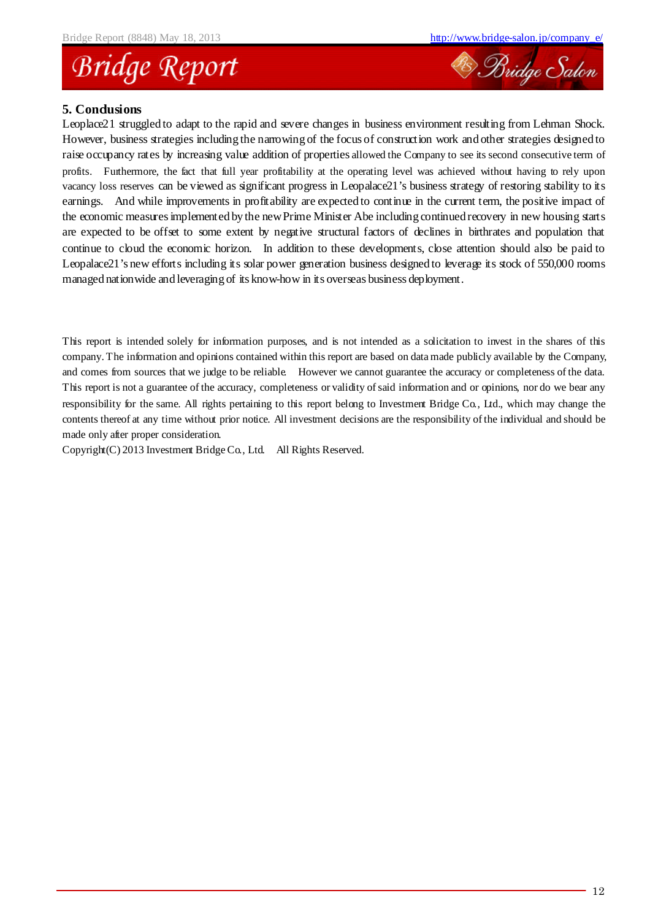## 5. Conclusions

Leoplace21 struggled to adapt to the rapid and severe changes in business environment resulting from Lehman Shock. However, business strategies including the narrowing of the focus of construction work and other strategies designed to raise occupancy rates by increasing value addition of properties allowed the Company to see its second consecutive term of profits. Furthermore, the fact that full year profitability at the operating level was achieved without having to rely upon vacancy loss reserves can be viewed as significant progress in Leopalace21's business strategy of restoring stability to its earnings. And while improvements in profitability are expected to continue in the current term, the positive impact of the economic measures implemented by the new Prime Minister Abe including continued recovery in new housing starts are expected to be offset to some extent by negative structural factors of declines in birthrates and population that continue to cloud the economic horizon. In addition to these developments, close attention should also be paid to Leopalace21's new efforts including its solar power generation business designed to leverage its stock of 550,000 rooms managed nationwide and leveraging of its know-how in its overseas business deployment.

This report is intended solely for information purposes, and is not intended as a solicitation to invest in the shares of this company. The information and opinions contained within this report are based on data made publicly available by the Company, and comes from sources that we judge to be reliable. However we cannot guarantee the accuracy or completeness of the data. This report is not a guarantee of the accuracy, completeness or validity of said information and or opinions, nor do we bear any responsibility for the same. All rights pertaining to this report belong to Investment Bridge Co., Ltd., which may change the contents thereof at any time without prior notice. All investment decisions are the responsibility of the individual and should be made only after proper consideration.

Copyright(C) 2013 Investment Bridge Co., Ltd. All Rights Reserved.